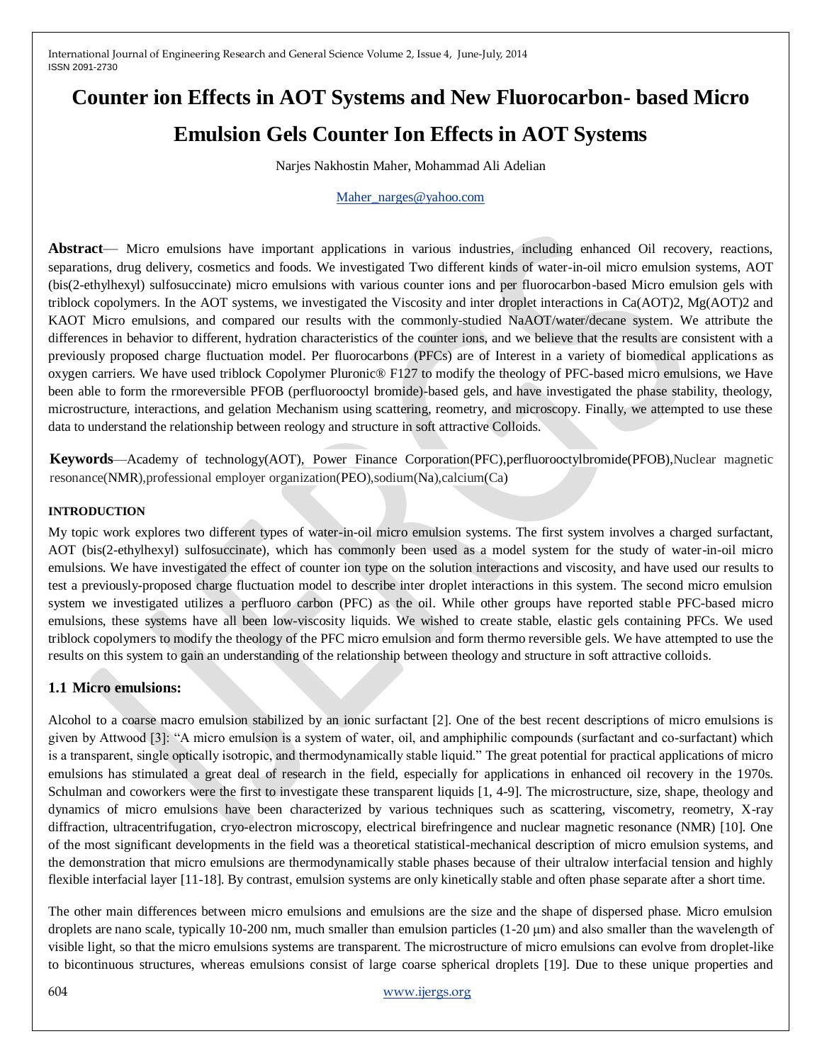# Counter ion Effects in AOT Systems and New Fluorocarbon- based Micro Emulsion Gels Counter Ion Effects in AOT Systems

Narjes Nakhostin Maher, Mohammad Ali Adelian

Maher_narges@yahoo.com

**Abstract**— Micro emulsions have important applications in various industries, including enhanced Oil recovery, reactions, separations, drug delivery, cosmetics and foods. We investigated Two different kinds of water-in-oil micro emulsion systems, AOT (bis(2-ethylhexyl) sulfosuccinate) micro emulsions with various counter ions and per fluorocarbon-based Micro emulsion gels with triblock copolymers. In the AOT systems, we investigated the Viscosity and inter droplet interactions in $Ca(AOT)_2$, $Mg(AOT)_2$ and KAOT Micro emulsions, and compared our results with the commonly-studied NaAOT/water/decane system. We attribute the differences in behavior to different, hydration characteristics of the counter ions, and we believe that the results are consistent with a previously proposed charge fluctuation model. Per fluorocarbons (PFCs) are of Interest in a variety of biomedical applications as oxygen carriers. We have used triblock Copolymer Pluronic® F127 to modify the theology of PFC-based micro emulsions, we Have been able to form the rmoreversible PFOB (perfluorooctyl bromide)-based gels, and have investigated the phase stability, theology, microstructure, interactions, and gelation Mechanism using scattering, reometry, and microscopy. Finally, we attempted to use these data to understand the relationship between reology and structure in soft attractive Colloids.

**Keywords**—Academy of technology(AOT), Power Finance Corporation(PFC),perfluorooctylbromide(PFOB),Nuclear magnetic resonance(NMR),professional employer organization(PEO),sodium(Na),calcium(Ca)

**INTRODUCTION**

My topic work explores two different types of water-in-oil micro emulsion systems. The first system involves a charged surfactant, AOT (bis(2-ethylhexyl) sulfosuccinate), which has commonly been used as a model system for the study of water-in-oil micro emulsions. We have investigated the effect of counter ion type on the solution interactions and viscosity, and have used our results to test a previously-proposed charge fluctuation model to describe inter droplet interactions in this system. The second micro emulsion system we investigated utilizes a perfluoro carbon (PFC) as the oil. While other groups have reported stable PFC-based micro emulsions, these systems have all been low-viscosity liquids. We wished to create stable, elastic gels containing PFCs. We used triblock copolymers to modify the theology of the PFC micro emulsion and form thermo reversible gels. We have attempted to use the results on this system to gain an understanding of the relationship between theology and structure in soft attractive colloids.

## 1.1 Micro emulsions:

Alcohol to a coarse macro emulsion stabilized by an ionic surfactant [2]. One of the best recent descriptions of micro emulsions is given by Attwood [3]: "A micro emulsion is a system of water, oil, and amphiphilic compounds (surfactant and co-surfactant) which is a transparent, single optically isotropic, and thermodynamically stable liquid." The great potential for practical applications of micro emulsions has stimulated a great deal of research in the field, especially for applications in enhanced oil recovery in the 1970s. Schulman and coworkers were the first to investigate these transparent liquids [1, 4-9]. The microstructure, size, shape, theology and dynamics of micro emulsions have been characterized by various techniques such as scattering, viscometry, reometry, X-ray diffraction, ultracentrifugation, cryo-electron microscopy, electrical birefringence and nuclear magnetic resonance (NMR) [10]. One of the most significant developments in the field was a theoretical statistical-mechanical description of micro emulsion systems, and the demonstration that micro emulsions are thermodynamically stable phases because of their ultralow interfacial tension and highly flexible interfacial layer [11-18]. By contrast, emulsion systems are only kinetically stable and often phase separate after a short time.

The other main differences between micro emulsions and emulsions are the size and the shape of dispersed phase. Micro emulsion droplets are nano scale, typically 10-200 nm, much smaller than emulsion particles (1-20 μm) and also smaller than the wavelength of visible light, so that the micro emulsions systems are transparent. The microstructure of micro emulsions can evolve from droplet-like to bicontinuous structures, whereas emulsions consist of large coarse spherical droplets [19]. Due to these unique properties and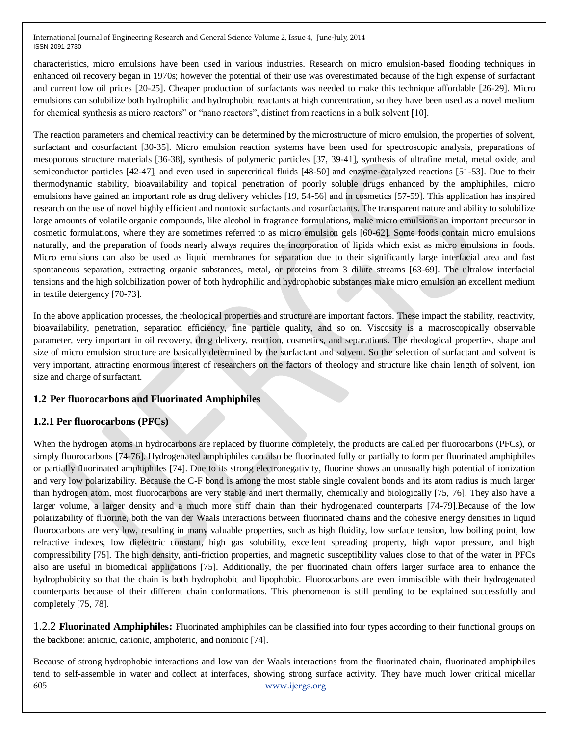characteristics, micro emulsions have been used in various industries. Research on micro emulsion-based flooding techniques in enhanced oil recovery began in 1970s; however the potential of their use was overestimated because of the high expense of surfactant and current low oil prices [20-25]. Cheaper production of surfactants was needed to make this technique affordable [26-29]. Micro emulsions can solubilize both hydrophilic and hydrophobic reactants at high concentration, so they have been used as a novel medium for chemical synthesis as micro reactors" or "nano reactors", distinct from reactions in a bulk solvent [10].

The reaction parameters and chemical reactivity can be determined by the microstructure of micro emulsion, the properties of solvent, surfactant and cosurfactant [30-35]. Micro emulsion reaction systems have been used for spectroscopic analysis, preparations of mesoporous structure materials [36-38], synthesis of polymeric particles [37, 39-41], synthesis of ultrafine metal, metal oxide, and semiconductor particles [42-47], and even used in supercritical fluids [48-50] and enzyme-catalyzed reactions [51-53]. Due to their thermodynamic stability, bioavailability and topical penetration of poorly soluble drugs enhanced by the amphiphiles, micro emulsions have gained an important role as drug delivery vehicles [19, 54-56] and in cosmetics [57-59]. This application has inspired research on the use of novel highly efficient and nontoxic surfactants and cosurfactants. The transparent nature and ability to solubilize large amounts of volatile organic compounds, like alcohol in fragrance formulations, make micro emulsions an important precursor in cosmetic formulations, where they are sometimes referred to as micro emulsion gels [60-62]. Some foods contain micro emulsions naturally, and the preparation of foods nearly always requires the incorporation of lipids which exist as micro emulsions in foods. Micro emulsions can also be used as liquid membranes for separation due to their significantly large interfacial area and fast spontaneous separation, extracting organic substances, metal, or proteins from 3 dilute streams [63-69]. The ultralow interfacial tensions and the high solubilization power of both hydrophilic and hydrophobic substances make micro emulsion an excellent medium in textile detergency [70-73].

In the above application processes, the rheological properties and structure are important factors. These impact the stability, reactivity, bioavailability, penetration, separation efficiency, fine particle quality, and so on. Viscosity is a macroscopically observable parameter, very important in oil recovery, drug delivery, reaction, cosmetics, and separations. The rheological properties, shape and size of micro emulsion structure are basically determined by the surfactant and solvent. So the selection of surfactant and solvent is very important, attracting enormous interest of researchers on the factors of theology and structure like chain length of solvent, ion size and charge of surfactant.

## 1.2 Per fluorocarbons and Fluorinated Amphiphiles

### 1.2.1 Per fluorocarbons (PFCs)

When the hydrogen atoms in hydrocarbons are replaced by fluorine completely, the products are called per fluorocarbons (PFCs), or simply fluorocarbons [74-76]. Hydrogenated amphiphiles can also be fluorinated fully or partially to form per fluorinated amphiphiles or partially fluorinated amphiphiles [74]. Due to its strong electronegativity, fluorine shows an unusually high potential of ionization and very low polarizability. Because the C-F bond is among the most stable single covalent bonds and its atom radius is much larger than hydrogen atom, most fluorocarbons are very stable and inert thermally, chemically and biologically [75, 76]. They also have a larger volume, a larger density and a much more stiff chain than their hydrogenated counterparts [74-79].Because of the low polarizability of fluorine, both the van der Waals interactions between fluorinated chains and the cohesive energy densities in liquid fluorocarbons are very low, resulting in many valuable properties, such as high fluidity, low surface tension, low boiling point, low refractive indexes, low dielectric constant, high gas solubility, excellent spreading property, high vapor pressure, and high compressibility [75]. The high density, anti-friction properties, and magnetic susceptibility values close to that of the water in PFCs also are useful in biomedical applications [75]. Additionally, the per fluorinated chain offers larger surface area to enhance the hydrophobicity so that the chain is both hydrophobic and lipophobic. Fluorocarbons are even immiscible with their hydrogenated counterparts because of their different chain conformations. This phenomenon is still pending to be explained successfully and completely [75, 78].

### 1.2.2 Fluorinated Amphiphiles:

Fluorinated amphiphiles can be classified into four types according to their functional groups on the backbone: anionic, cationic, amphoteric, and nonionic [74].

Because of strong hydrophobic interactions and low van der Waals interactions from the fluorinated chain, fluorinated amphiphiles tend to self-assemble in water and collect at interfaces, showing strong surface activity. They have much lower critical micellar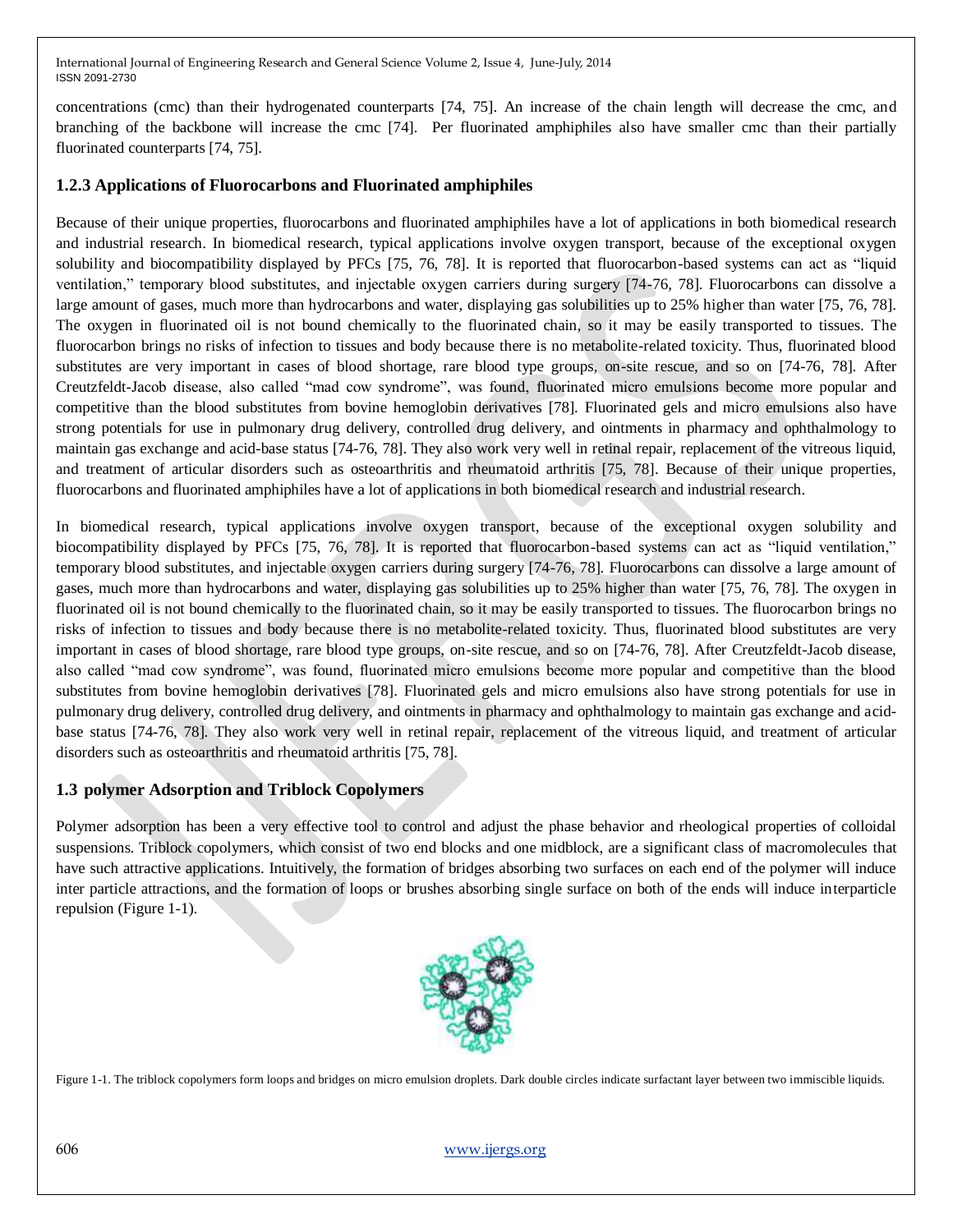concentrations (cmc) than their hydrogenated counterparts [74, 75]. An increase of the chain length will decrease the cmc, and branching of the backbone will increase the cmc [74]. Per fluorinated amphiphiles also have smaller cmc than their partially fluorinated counterparts [74, 75].

### 1.2.3 Applications of Fluorocarbons and Fluorinated amphiphiles

Because of their unique properties, fluorocarbons and fluorinated amphiphiles have a lot of applications in both biomedical research and industrial research. In biomedical research, typical applications involve oxygen transport, because of the exceptional oxygen solubility and biocompatibility displayed by PFCs [75, 76, 78]. It is reported that fluorocarbon-based systems can act as "liquid ventilation," temporary blood substitutes, and injectable oxygen carriers during surgery [74-76, 78]. Fluorocarbons can dissolve a large amount of gases, much more than hydrocarbons and water, displaying gas solubilities up to 25% higher than water [75, 76, 78]. The oxygen in fluorinated oil is not bound chemically to the fluorinated chain, so it may be easily transported to tissues. The fluorocarbon brings no risks of infection to tissues and body because there is no metabolite-related toxicity. Thus, fluorinated blood substitutes are very important in cases of blood shortage, rare blood type groups, on-site rescue, and so on [74-76, 78]. After Creutzfeldt-Jacob disease, also called "mad cow syndrome", was found, fluorinated micro emulsions become more popular and competitive than the blood substitutes from bovine hemoglobin derivatives [78]. Fluorinated gels and micro emulsions also have strong potentials for use in pulmonary drug delivery, controlled drug delivery, and ointments in pharmacy and ophthalmology to maintain gas exchange and acid-base status [74-76, 78]. They also work very well in retinal repair, replacement of the vitreous liquid, and treatment of articular disorders such as osteoarthritis and rheumatoid arthritis [75, 78]. Because of their unique properties, fluorocarbons and fluorinated amphiphiles have a lot of applications in both biomedical research and industrial research.

In biomedical research, typical applications involve oxygen transport, because of the exceptional oxygen solubility and biocompatibility displayed by PFCs [75, 76, 78]. It is reported that fluorocarbon-based systems can act as "liquid ventilation," temporary blood substitutes, and injectable oxygen carriers during surgery [74-76, 78]. Fluorocarbons can dissolve a large amount of gases, much more than hydrocarbons and water, displaying gas solubilities up to 25% higher than water [75, 76, 78]. The oxygen in fluorinated oil is not bound chemically to the fluorinated chain, so it may be easily transported to tissues. The fluorocarbon brings no risks of infection to tissues and body because there is no metabolite-related toxicity. Thus, fluorinated blood substitutes are very important in cases of blood shortage, rare blood type groups, on-site rescue, and so on [74-76, 78]. After Creutzfeldt-Jacob disease, also called "mad cow syndrome", was found, fluorinated micro emulsions become more popular and competitive than the blood substitutes from bovine hemoglobin derivatives [78]. Fluorinated gels and micro emulsions also have strong potentials for use in pulmonary drug delivery, controlled drug delivery, and ointments in pharmacy and ophthalmology to maintain gas exchange and acid-base status [74-76, 78]. They also work very well in retinal repair, replacement of the vitreous liquid, and treatment of articular disorders such as osteoarthritis and rheumatoid arthritis [75, 78].

## 1.3 polymer Adsorption and Triblock Copolymers

Polymer adsorption has been a very effective tool to control and adjust the phase behavior and rheological properties of colloidal suspensions. Triblock copolymers, which consist of two end blocks and one midblock, are a significant class of macromolecules that have such attractive applications. Intuitively, the formation of bridges absorbing two surfaces on each end of the polymer will induce inter particle attractions, and the formation of loops or brushes absorbing single surface on both of the ends will induce interparticle repulsion (Figure 1-1).

Figure 1-1. The triblock copolymers form loops and bridges on micro emulsion droplets. Dark double circles indicate surfactant layer between two immiscible liquids.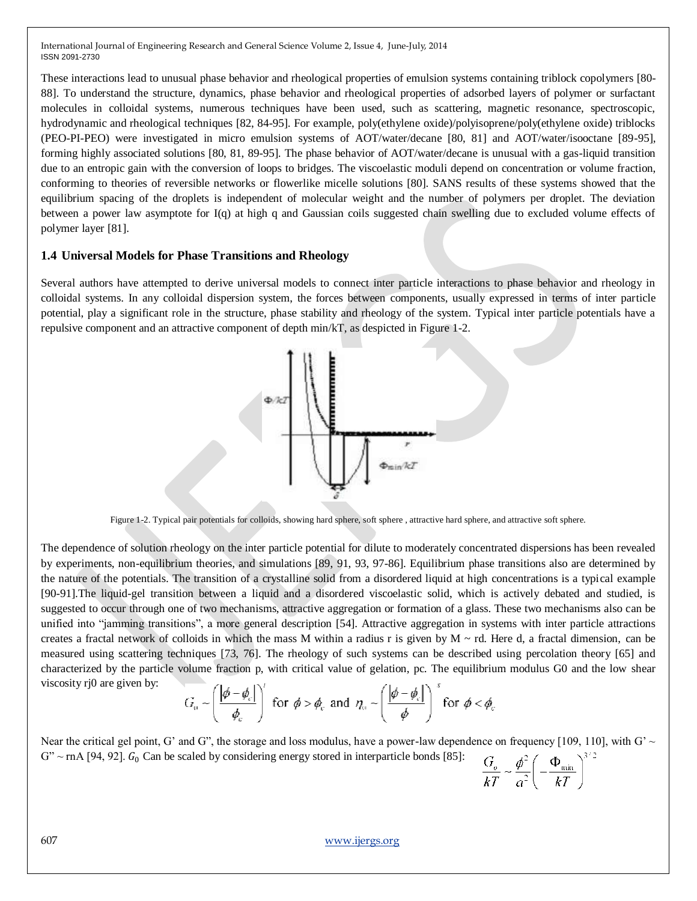These interactions lead to unusual phase behavior and rheological properties of emulsion systems containing triblock copolymers [80-88]. To understand the structure, dynamics, phase behavior and rheological properties of adsorbed layers of polymer or surfactant molecules in colloidal systems, numerous techniques have been used, such as scattering, magnetic resonance, spectroscopic, hydrodynamic and rheological techniques [82, 84-95]. For example, poly(ethylene oxide)/polyisoprene/poly(ethylene oxide) triblocks (PEO-PI-PEO) were investigated in micro emulsion systems of AOT/water/decane [80, 81] and AOT/water/isooctane [89-95], forming highly associated solutions [80, 81, 89-95]. The phase behavior of AOT/water/decane is unusual with a gas-liquid transition due to an entropic gain with the conversion of loops to bridges. The viscoelastic moduli depend on concentration or volume fraction, conforming to theories of reversible networks or flowerlike micelle solutions [80]. SANS results of these systems showed that the equilibrium spacing of the droplets is independent of molecular weight and the number of polymers per droplet. The deviation between a power law asymptote for I(q) at high q and Gaussian coils suggested chain swelling due to excluded volume effects of polymer layer [81].

### 1.4 Universal Models for Phase Transitions and Rheology

Several authors have attempted to derive universal models to connect inter particle interactions to phase behavior and rheology in colloidal systems. In any colloidal dispersion system, the forces between components, usually expressed in terms of inter particle potential, play a significant role in the structure, phase stability and rheology of the system. Typical inter particle potentials have a repulsive component and an attractive component of depth min/kT, as despicted in Figure 1-2.

Φ/kT

r

Φmin/kT

δ

Figure 1-2. Typical pair potentials for colloids, showing hard sphere, soft sphere , attractive hard sphere, and attractive soft sphere.

The dependence of solution rheology on the inter particle potential for dilute to moderately concentrated dispersions has been revealed by experiments, non-equilibrium theories, and simulations [89, 91, 93, 97-86]. Equilibrium phase transitions also are determined by the nature of the potentials. The transition of a crystalline solid from a disordered liquid at high concentrations is a typical example [90-91].The liquid-gel transition between a liquid and a disordered viscoelastic solid, which is actively debated and studied, is suggested to occur through one of two mechanisms, attractive aggregation or formation of a glass. These two mechanisms also can be unified into "jamming transitions", a more general description [54]. Attractive aggregation in systems with inter particle attractions creates a fractal network of colloids in which the mass M within a radius r is given by M ~ rd. Here d, a fractal dimension, can be measured using scattering techniques [73, 76]. The rheology of such systems can be described using percolation theory [65] and characterized by the particle volume fraction p, with critical value of gelation, pc. The equilibrium modulus G0 and the low shear viscosity rj0 are given by:

$$G_0 \sim \left(\frac{|\phi - \phi_c|}{\phi_c}\right)^t \text{ for } \phi > \phi_c \text{ and } \eta_0 \sim \left(\frac{|\phi - \phi_c|}{\phi}\right)^{-s} \text{ for } \phi < \phi_c$$

Near the critical gel point, G' and G", the storage and loss modulus, have a power-law dependence on frequency [109, 110], with G' ~ G" ~ rnA [94, 92]. $G_0$ Can be scaled by considering energy stored in interparticle bonds [85]:

$$\frac{G_o}{kT} \sim \frac{\phi^2}{a^2}\left(-\frac{\Phi_{\min}}{kT}\right)^{3/2}$$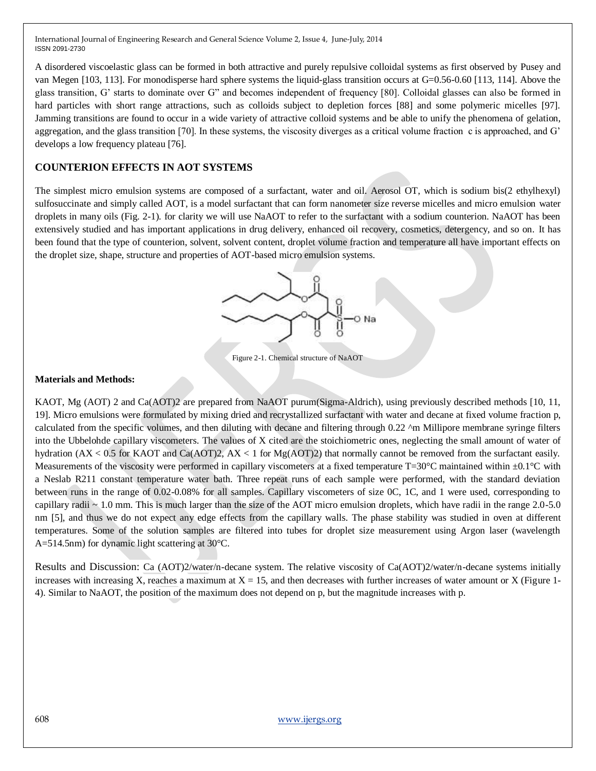A disordered viscoelastic glass can be formed in both attractive and purely repulsive colloidal systems as first observed by Pusey and van Megen [103, 113]. For monodisperse hard sphere systems the liquid-glass transition occurs at G=0.56-0.60 [113, 114]. Above the glass transition, G' starts to dominate over G" and becomes independent of frequency [80]. Colloidal glasses can also be formed in hard particles with short range attractions, such as colloids subject to depletion forces [88] and some polymeric micelles [97]. Jamming transitions are found to occur in a wide variety of attractive colloid systems and be able to unify the phenomena of gelation, aggregation, and the glass transition [70]. In these systems, the viscosity diverges as a critical volume fraction c is approached, and G' develops a low frequency plateau [76].

## COUNTERION EFFECTS IN AOT SYSTEMS

The simplest micro emulsion systems are composed of a surfactant, water and oil. Aerosol OT, which is sodium bis(2 ethylhexyl) sulfosuccinate and simply called AOT, is a model surfactant that can form nanometer size reverse micelles and micro emulsion water droplets in many oils (Fig. 2-1). for clarity we will use NaAOT to refer to the surfactant with a sodium counterion. NaAOT has been extensively studied and has important applications in drug delivery, enhanced oil recovery, cosmetics, detergency, and so on. It has been found that the type of counterion, solvent, solvent content, droplet volume fraction and temperature all have important effects on the droplet size, shape, structure and properties of AOT-based micro emulsion systems.

Figure 2-1. Chemical structure of NaAOT

**Materials and Methods:**

KAOT, Mg (AOT) 2 and Ca(AOT)2 are prepared from NaAOT purum(Sigma-Aldrich), using previously described methods [10, 11, 19]. Micro emulsions were formulated by mixing dried and recrystallized surfactant with water and decane at fixed volume fraction p, calculated from the specific volumes, and then diluting with decane and filtering through 0.22 ^m Millipore membrane syringe filters into the Ubbelohde capillary viscometers. The values of X cited are the stoichiometric ones, neglecting the small amount of water of hydration (AX < 0.5 for KAOT and Ca(AOT)2, AX < 1 for Mg(AOT)2) that normally cannot be removed from the surfactant easily. Measurements of the viscosity were performed in capillary viscometers at a fixed temperature T=30°C maintained within ±0.1°C with a Neslab R211 constant temperature water bath. Three repeat runs of each sample were performed, with the standard deviation between runs in the range of 0.02-0.08% for all samples. Capillary viscometers of size 0C, 1C, and 1 were used, corresponding to capillary radii ~ 1.0 mm. This is much larger than the size of the AOT micro emulsion droplets, which have radii in the range 2.0-5.0 nm [5], and thus we do not expect any edge effects from the capillary walls. The phase stability was studied in oven at different temperatures. Some of the solution samples are filtered into tubes for droplet size measurement using Argon laser (wavelength A=514.5nm) for dynamic light scattering at 30°C.

Results and Discussion: Ca (AOT)2/water/n-decane system. The relative viscosity of Ca(AOT)2/water/n-decane systems initially increases with increasing X, reaches a maximum at X = 15, and then decreases with further increases of water amount or X (Figure 1-4). Similar to NaAOT, the position of the maximum does not depend on p, but the magnitude increases with p.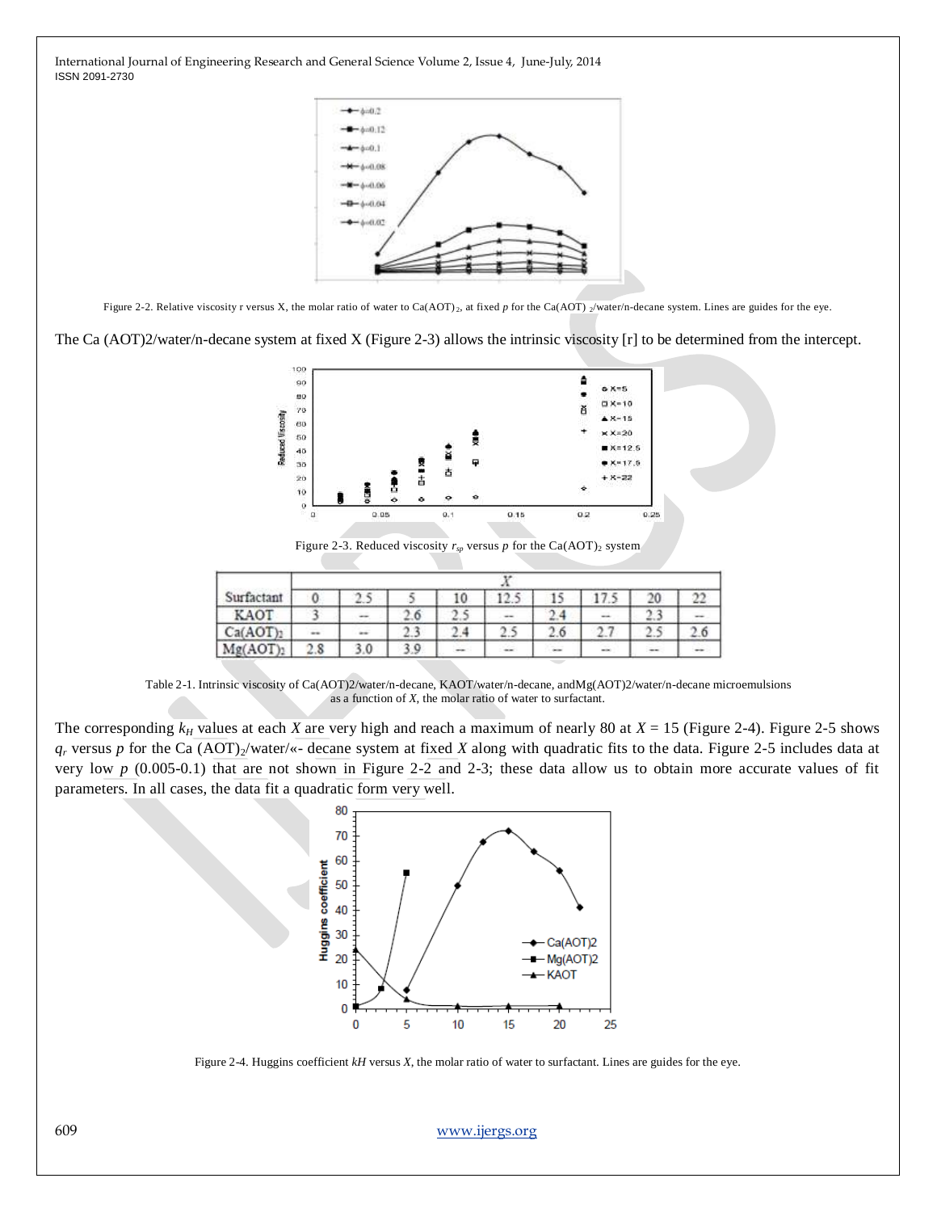$\phi$=0.2
$\phi$=0.12
$\phi$=0.1
$\phi$=0.08
$\phi$=0.06
$\phi$=0.04
$\phi$=0.02

Figure 2-2. Relative viscosity r versus X, the molar ratio of water to $Ca(AOT)_2$, at fixed *p* for the $Ca(AOT)_2$/water/n-decane system. Lines are guides for the eye.

The Ca (AOT)2/water/n-decane system at fixed X (Figure 2-3) allows the intrinsic viscosity [r] to be determined from the intercept.

Reduced Viscosity
100
90
80
70
60
50
40
30
20
10
0
0
0.05
0.1
0.15
0.2
0.25
X=5
X=10
X=15
X=20
X=12.5
X=17.5
X=22

Figure 2-3. Reduced viscosity $r_{sp}$ versus *p* for the $Ca(AOT)_2$ system

| Surfactant | X | | | | | | | | |
|---|---|---|---|---|---|---|---|---|---|
| | 0 | 2.5 | 5 | 10 | 12.5 | 15 | 17.5 | 20 | 22 |
| KAOT | 3 | -- | 2.6 | 2.5 | -- | 2.4 | -- | 2.3 | -- |
| $Ca(AOT)_2$ | -- | -- | 2.3 | 2.4 | 2.5 | 2.6 | 2.7 | 2.5 | 2.6 |
| $Mg(AOT)_2$ | 2.8 | 3.0 | 3.9 | -- | -- | -- | -- | -- | -- |

Table 2-1. Intrinsic viscosity of Ca(AOT)2/water/n-decane, KAOT/water/n-decane, andMg(AOT)2/water/n-decane microemulsions as a function of *X*, the molar ratio of water to surfactant.

The corresponding $k_H$ values at each *X* are very high and reach a maximum of nearly 80 at *X* = 15 (Figure 2-4). Figure 2-5 shows $q_r$ versus *p* for the Ca $(AOT)_2$/water/«- decane system at fixed *X* along with quadratic fits to the data. Figure 2-5 includes data at very low *p* (0.005-0.1) that are not shown in Figure 2-2 and 2-3; these data allow us to obtain more accurate values of fit parameters. In all cases, the data fit a quadratic form very well.

Huggins coefficient
80
70
60
50
40
30
20
10
0
0
5
10
15
20
25
Ca(AOT)2
Mg(AOT)2
KAOT

Figure 2-4. Huggins coefficient *kH* versus *X*, the molar ratio of water to surfactant. Lines are guides for the eye.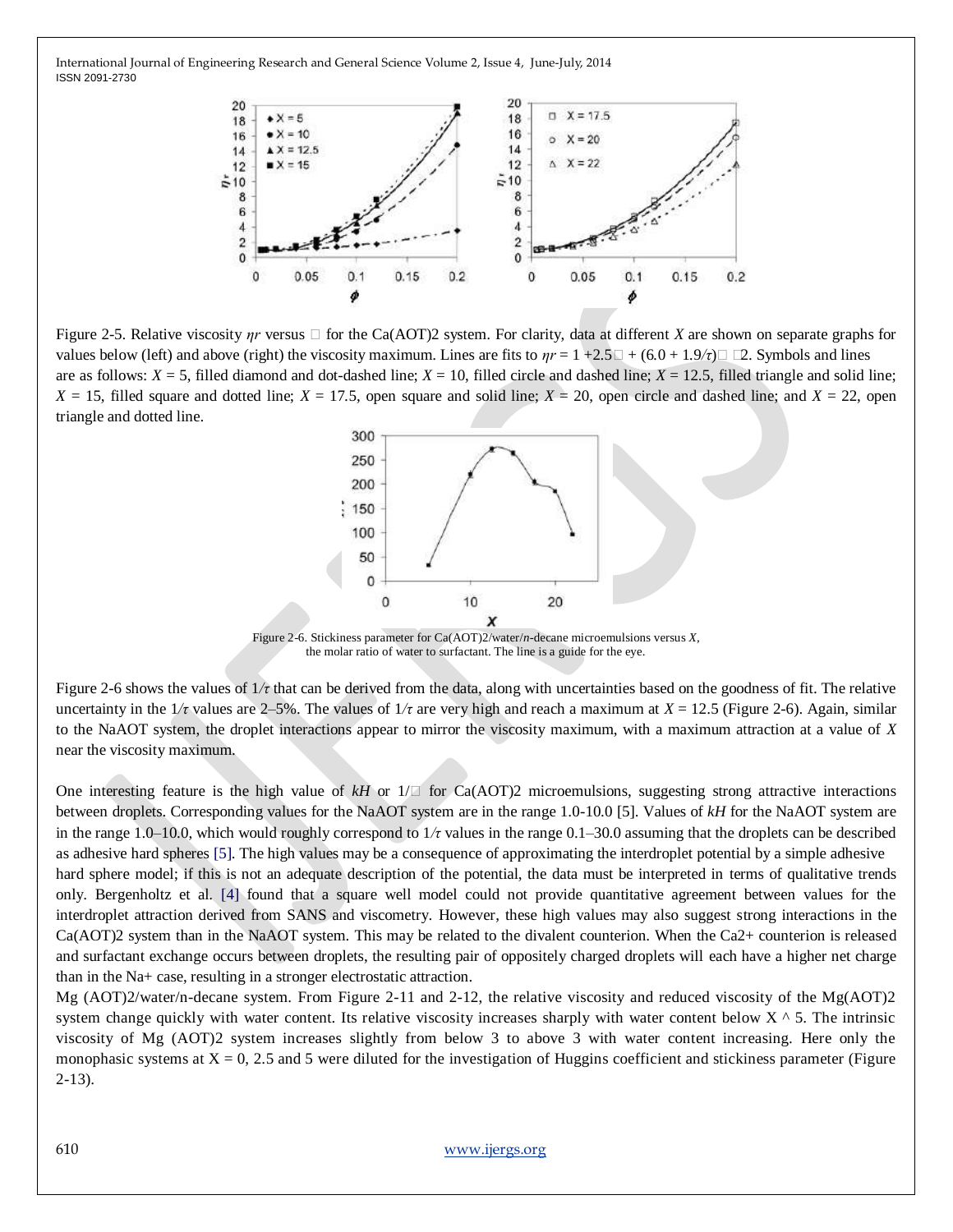20
18
16
14
12
10
8
6
4
2
0

$\eta_r$

◆ X = 5
● X = 10
▲ X = 12.5
■ X = 15

0 0.05 0.1 0.15 0.2

$\phi$

20
18
16
14
12
10
8
6
4
2
0

$\eta_r$

□ X = 17.5
○ X = 20
△ X = 22

0 0.05 0.1 0.15 0.2

$\phi$

Figure 2-5. Relative viscosity $\eta r$ versus $\phi$ for the Ca(AOT)2 system. For clarity, data at different $X$ are shown on separate graphs for values below (left) and above (right) the viscosity maximum. Lines are fits to $\eta r = 1 + 2.5\phi + (6.0 + 1.9/\tau)\phi^2$. Symbols and lines are as follows: $X = 5$, filled diamond and dot-dashed line; $X = 10$, filled circle and dashed line; $X = 12.5$, filled triangle and solid line; $X = 15$, filled square and dotted line; $X = 17.5$, open square and solid line; $X = 20$, open circle and dashed line; and $X = 22$, open triangle and dotted line.

300
250
200
150
100
50
0

0 10 20

X

Figure 2-6. Stickiness parameter for Ca(AOT)2/water/*n*-decane microemulsions versus *X*, the molar ratio of water to surfactant. The line is a guide for the eye.

Figure 2-6 shows the values of $1/\tau$ that can be derived from the data, along with uncertainties based on the goodness of fit. The relative uncertainty in the $1/\tau$ values are 2–5%. The values of $1/\tau$ are very high and reach a maximum at $X = 12.5$ (Figure 2-6). Again, similar to the NaAOT system, the droplet interactions appear to mirror the viscosity maximum, with a maximum attraction at a value of $X$ near the viscosity maximum.

One interesting feature is the high value of $kH$ or $1/\tau$ for Ca(AOT)2 microemulsions, suggesting strong attractive interactions between droplets. Corresponding values for the NaAOT system are in the range 1.0-10.0 [5]. Values of $kH$ for the NaAOT system are in the range 1.0–10.0, which would roughly correspond to $1/\tau$ values in the range 0.1–30.0 assuming that the droplets can be described as adhesive hard spheres [5]. The high values may be a consequence of approximating the interdroplet potential by a simple adhesive hard sphere model; if this is not an adequate description of the potential, the data must be interpreted in terms of qualitative trends only. Bergenholtz et al. [4] found that a square well model could not provide quantitative agreement between values for the interdroplet attraction derived from SANS and viscometry. However, these high values may also suggest strong interactions in the Ca(AOT)2 system than in the NaAOT system. This may be related to the divalent counterion. When the $Ca^{2+}$ counterion is released and surfactant exchange occurs between droplets, the resulting pair of oppositely charged droplets will each have a higher net charge than in the $Na^{+}$ case, resulting in a stronger electrostatic attraction.

Mg (AOT)2/water/n-decane system. From Figure 2-11 and 2-12, the relative viscosity and reduced viscosity of the Mg(AOT)2 system change quickly with water content. Its relative viscosity increases sharply with water content below X ^ 5. The intrinsic viscosity of Mg (AOT)2 system increases slightly from below 3 to above 3 with water content increasing. Here only the monophasic systems at X = 0, 2.5 and 5 were diluted for the investigation of Huggins coefficient and stickiness parameter (Figure 2-13).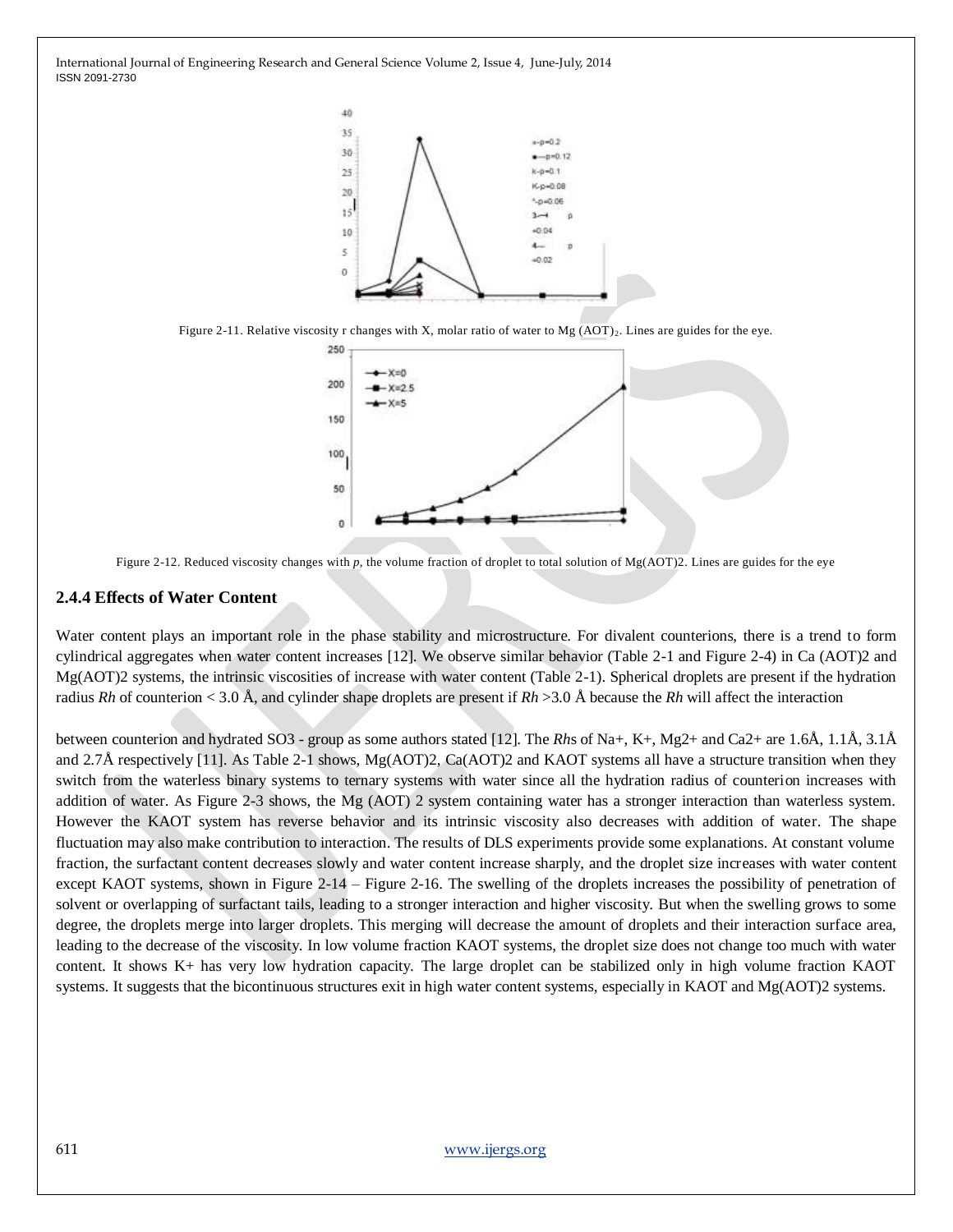40

35

30

25

20

15

10

5

0

+-p=0.2

—p=0.12

K-p=0.1

K-p=0.08

*-p=0.06

3— p

=0.04

4— p

=0.02

Figure 2-11. Relative viscosity r changes with X, molar ratio of water to Mg $(AOT)_2$. Lines are guides for the eye.

250

200

150

100

50

0

X=0

X=2.5

X=5

Figure 2-12. Reduced viscosity changes with *p*, the volume fraction of droplet to total solution of Mg(AOT)2. Lines are guides for the eye

### 2.4.4 Effects of Water Content

Water content plays an important role in the phase stability and microstructure. For divalent counterions, there is a trend to form cylindrical aggregates when water content increases [12]. We observe similar behavior (Table 2-1 and Figure 2-4) in Ca (AOT)2 and Mg(AOT)2 systems, the intrinsic viscosities of increase with water content (Table 2-1). Spherical droplets are present if the hydration radius *Rh* of counterion < 3.0 Å, and cylinder shape droplets are present if *Rh* >3.0 Å because the *Rh* will affect the interaction

between counterion and hydrated SO3 - group as some authors stated [12]. The *Rh*s of Na+, K+, Mg2+ and Ca2+ are 1.6Å, 1.1Å, 3.1Å and 2.7Å respectively [11]. As Table 2-1 shows, Mg(AOT)2, Ca(AOT)2 and KAOT systems all have a structure transition when they switch from the waterless binary systems to ternary systems with water since all the hydration radius of counterion increases with addition of water. As Figure 2-3 shows, the Mg (AOT) 2 system containing water has a stronger interaction than waterless system. However the KAOT system has reverse behavior and its intrinsic viscosity also decreases with addition of water. The shape fluctuation may also make contribution to interaction. The results of DLS experiments provide some explanations. At constant volume fraction, the surfactant content decreases slowly and water content increase sharply, and the droplet size increases with water content except KAOT systems, shown in Figure 2-14 – Figure 2-16. The swelling of the droplets increases the possibility of penetration of solvent or overlapping of surfactant tails, leading to a stronger interaction and higher viscosity. But when the swelling grows to some degree, the droplets merge into larger droplets. This merging will decrease the amount of droplets and their interaction surface area, leading to the decrease of the viscosity. In low volume fraction KAOT systems, the droplet size does not change too much with water content. It shows K+ has very low hydration capacity. The large droplet can be stabilized only in high volume fraction KAOT systems. It suggests that the bicontinuous structures exit in high water content systems, especially in KAOT and Mg(AOT)2 systems.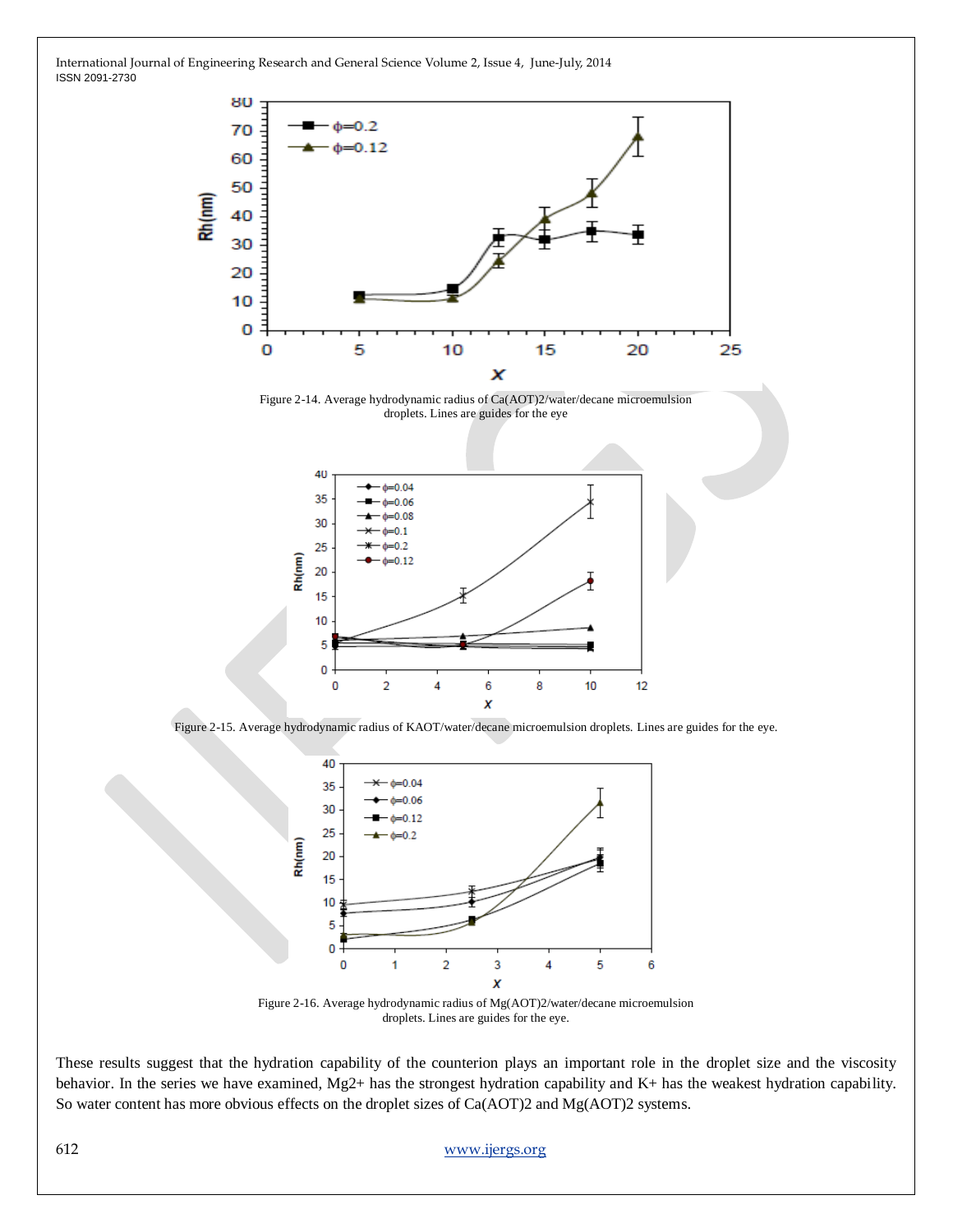80
70
60
50
40
30
20
10
0

Rh(nm)

0 5 10 15 20 25

X

ϕ=0.2
ϕ=0.12

Figure 2-14. Average hydrodynamic radius of Ca(AOT)2/water/decane microemulsion droplets. Lines are guides for the eye

40
35
30
25
20
15
10
5
0

Rh(nm)

0 2 4 6 8 10 12

X

ϕ=0.04
ϕ=0.06
ϕ=0.08
ϕ=0.1
ϕ=0.2
ϕ=0.12

Figure 2-15. Average hydrodynamic radius of KAOT/water/decane microemulsion droplets. Lines are guides for the eye.

40
35
30
25
20
15
10
5
0

Rh(nm)

0 1 2 3 4 5 6

X

ϕ=0.04
ϕ=0.06
ϕ=0.12
ϕ=0.2

Figure 2-16. Average hydrodynamic radius of Mg(AOT)2/water/decane microemulsion droplets. Lines are guides for the eye.

These results suggest that the hydration capability of the counterion plays an important role in the droplet size and the viscosity behavior. In the series we have examined, Mg2+ has the strongest hydration capability and K+ has the weakest hydration capability. So water content has more obvious effects on the droplet sizes of Ca(AOT)2 and Mg(AOT)2 systems.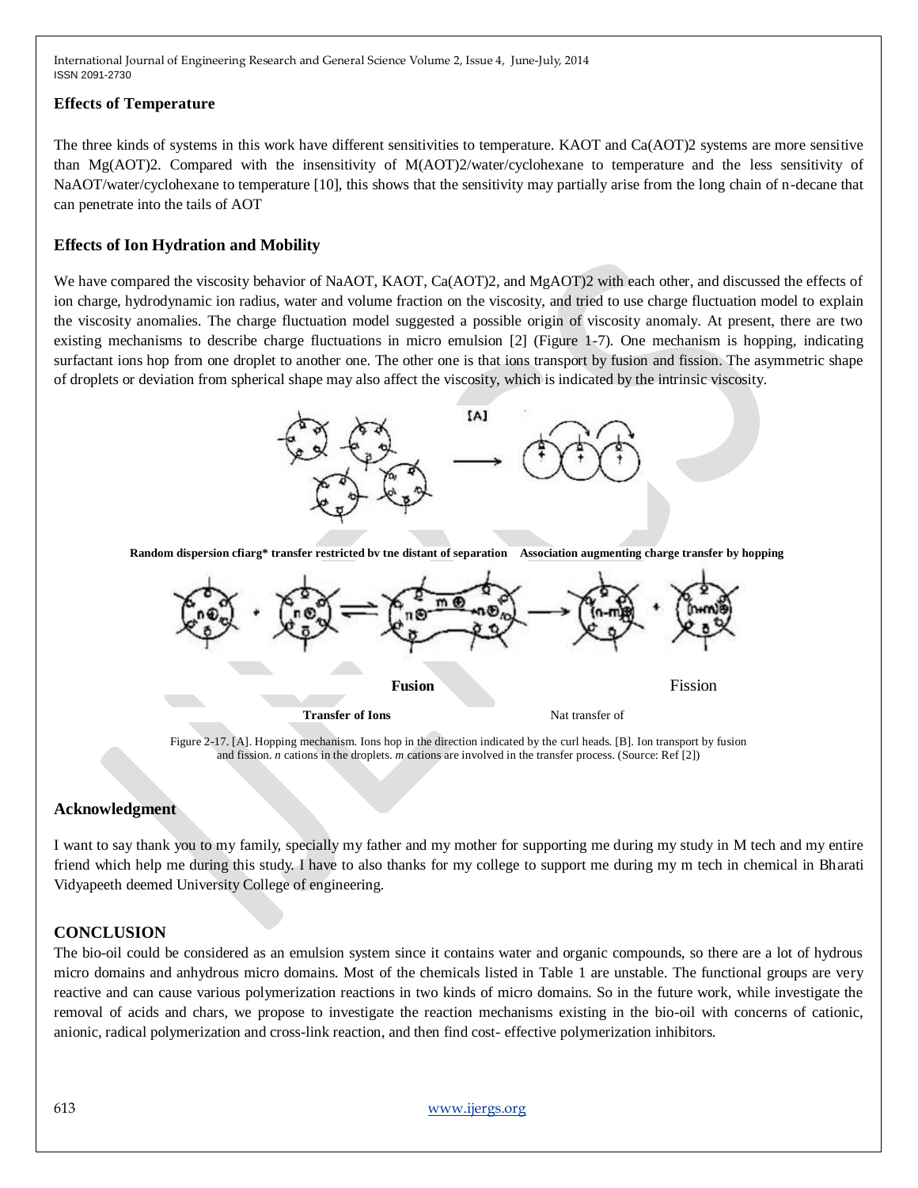**Effects of Temperature**

The three kinds of systems in this work have different sensitivities to temperature. KAOT and Ca(AOT)2 systems are more sensitive than Mg(AOT)2. Compared with the insensitivity of M(AOT)2/water/cyclohexane to temperature and the less sensitivity of NaAOT/water/cyclohexane to temperature [10], this shows that the sensitivity may partially arise from the long chain of n-decane that can penetrate into the tails of AOT

**Effects of Ion Hydration and Mobility**

We have compared the viscosity behavior of NaAOT, KAOT, Ca(AOT)2, and MgAOT)2 with each other, and discussed the effects of ion charge, hydrodynamic ion radius, water and volume fraction on the viscosity, and tried to use charge fluctuation model to explain the viscosity anomalies. The charge fluctuation model suggested a possible origin of viscosity anomaly. At present, there are two existing mechanisms to describe charge fluctuations in micro emulsion [2] (Figure 1-7). One mechanism is hopping, indicating surfactant ions hop from one droplet to another one. The other one is that ions transport by fusion and fission. The asymmetric shape of droplets or deviation from spherical shape may also affect the viscosity, which is indicated by the intrinsic viscosity.

[A]

**Random dispersion cfiarg\* transfer restricted bv tne distant of separation** **Association augmenting charge transfer by hopping**

**Fusion** Fission

**Transfer of Ions** Nat transfer of

Figure 2-17. [A]. Hopping mechanism. Ions hop in the direction indicated by the curl heads. [B]. Ion transport by fusion and fission. *n* cations in the droplets. *m* cations are involved in the transfer process. (Source: Ref [2])

**Acknowledgment**

I want to say thank you to my family, specially my father and my mother for supporting me during my study in M tech and my entire friend which help me during this study. I have to also thanks for my college to support me during my m tech in chemical in Bharati Vidyapeeth deemed University College of engineering.

**CONCLUSION**

The bio-oil could be considered as an emulsion system since it contains water and organic compounds, so there are a lot of hydrous micro domains and anhydrous micro domains. Most of the chemicals listed in Table 1 are unstable. The functional groups are very reactive and can cause various polymerization reactions in two kinds of micro domains. So in the future work, while investigate the removal of acids and chars, we propose to investigate the reaction mechanisms existing in the bio-oil with concerns of cationic, anionic, radical polymerization and cross-link reaction, and then find cost- effective polymerization inhibitors.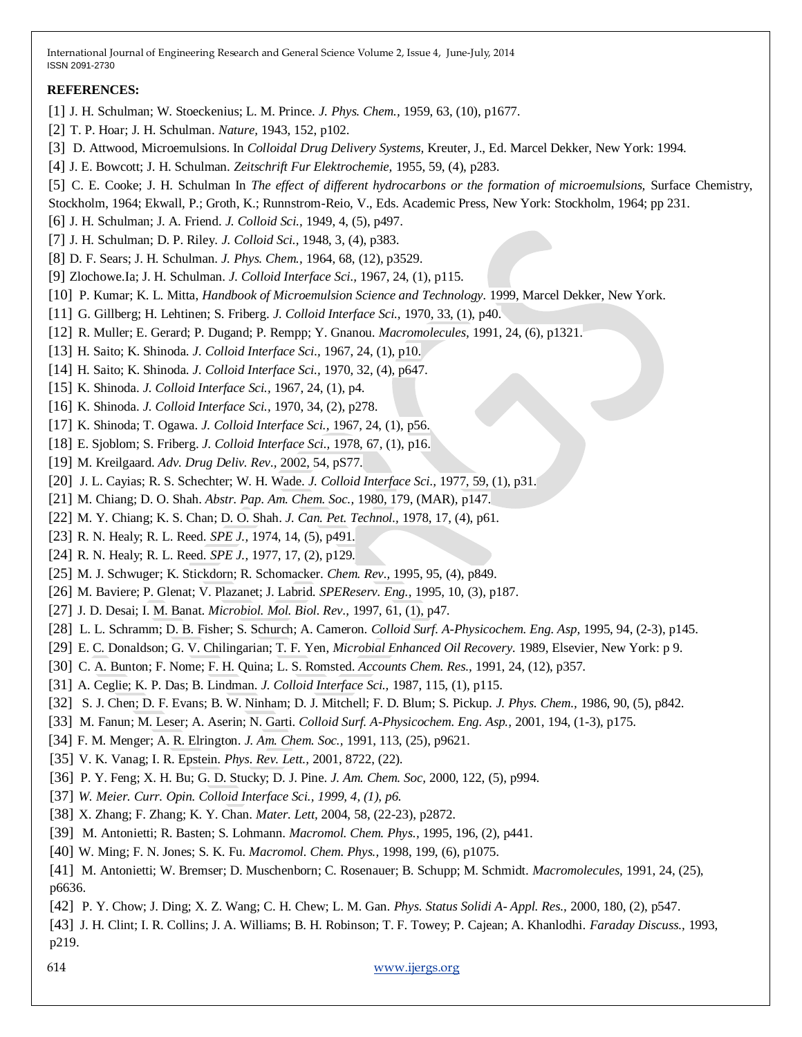**REFERENCES:**

[1] J. H. Schulman; W. Stoeckenius; L. M. Prince. *J. Phys. Chem.,* 1959, 63, (10), p1677.

[2] T. P. Hoar; J. H. Schulman. *Nature,* 1943, 152, p102.

[3] D. Attwood, Microemulsions. In *Colloidal Drug Delivery Systems,* Kreuter, J., Ed. Marcel Dekker, New York: 1994.

[4] J. E. Bowcott; J. H. Schulman. *Zeitschrift Fur Elektrochemie,* 1955, 59, (4), p283.

[5] C. E. Cooke; J. H. Schulman In *The effect of different hydrocarbons or the formation of microemulsions,* Surface Chemistry, Stockholm, 1964; Ekwall, P.; Groth, K.; Runnstrom-Reio, V., Eds. Academic Press, New York: Stockholm, 1964; pp 231.

[6] J. H. Schulman; J. A. Friend. *J. Colloid Sci.,* 1949, 4, (5), p497.

[7] J. H. Schulman; D. P. Riley. *J. Colloid Sci.,* 1948, 3, (4), p383.

[8] D. F. Sears; J. H. Schulman. *J. Phys. Chem.,* 1964, 68, (12), p3529.

[9] Zlochowe.Ia; J. H. Schulman. *J. Colloid Interface Sci.,* 1967, 24, (1), p115.

[10] P. Kumar; K. L. Mitta, *Handbook of Microemulsion Science and Technology.* 1999, Marcel Dekker, New York.

[11] G. Gillberg; H. Lehtinen; S. Friberg. *J. Colloid Interface Sci.,* 1970, 33, (1), p40.

[12] R. Muller; E. Gerard; P. Dugand; P. Rempp; Y. Gnanou. *Macromolecules,* 1991, 24, (6), p1321.

[13] H. Saito; K. Shinoda. *J. Colloid Interface Sci.,* 1967, 24, (1), p10.

[14] H. Saito; K. Shinoda. *J. Colloid Interface Sci.,* 1970, 32, (4), p647.

[15] K. Shinoda. *J. Colloid Interface Sci.,* 1967, 24, (1), p4.

[16] K. Shinoda. *J. Colloid Interface Sci.,* 1970, 34, (2), p278.

[17] K. Shinoda; T. Ogawa. *J. Colloid Interface Sci.,* 1967, 24, (1), p56.

[18] E. Sjoblom; S. Friberg. *J. Colloid Interface Sci.,* 1978, 67, (1), p16.

[19] M. Kreilgaard. *Adv. Drug Deliv. Rev.,* 2002, 54, pS77.

[20] J. L. Cayias; R. S. Schechter; W. H. Wade. *J. Colloid Interface Sci.,* 1977, 59, (1), p31.

[21] M. Chiang; D. O. Shah. *Abstr. Pap. Am. Chem. Soc.,* 1980, 179, (MAR), p147.

[22] M. Y. Chiang; K. S. Chan; D. O. Shah. *J. Can. Pet. Technol.,* 1978, 17, (4), p61.

[23] R. N. Healy; R. L. Reed. *SPE J.,* 1974, 14, (5), p491.

[24] R. N. Healy; R. L. Reed. *SPE J.,* 1977, 17, (2), p129.

[25] M. J. Schwuger; K. Stickdorn; R. Schomacker. *Chem. Rev.,* 1995, 95, (4), p849.

[26] M. Baviere; P. Glenat; V. Plazanet; J. Labrid. *SPEReserv. Eng.,* 1995, 10, (3), p187.

[27] J. D. Desai; I. M. Banat. *Microbiol. Mol. Biol. Rev.,* 1997, 61, (1), p47.

[28] L. L. Schramm; D. B. Fisher; S. Schurch; A. Cameron. *Colloid Surf. A-Physicochem. Eng. Asp,* 1995, 94, (2-3), p145.

[29] E. C. Donaldson; G. V. Chilingarian; T. F. Yen, *Microbial Enhanced Oil Recovery.* 1989, Elsevier, New York: p 9.

[30] C. A. Bunton; F. Nome; F. H. Quina; L. S. Romsted. *Accounts Chem. Res.,* 1991, 24, (12), p357.

[31] A. Ceglie; K. P. Das; B. Lindman. *J. Colloid Interface Sci.,* 1987, 115, (1), p115.

[32] S. J. Chen; D. F. Evans; B. W. Ninham; D. J. Mitchell; F. D. Blum; S. Pickup. *J. Phys. Chem.,* 1986, 90, (5), p842.

[33] M. Fanun; M. Leser; A. Aserin; N. Garti. *Colloid Surf. A-Physicochem. Eng. Asp.,* 2001, 194, (1-3), p175.

[34] F. M. Menger; A. R. Elrington. *J. Am. Chem. Soc.,* 1991, 113, (25), p9621.

[35] V. K. Vanag; I. R. Epstein. *Phys. Rev. Lett.,* 2001, 8722, (22).

[36] P. Y. Feng; X. H. Bu; G. D. Stucky; D. J. Pine. *J. Am. Chem. Soc,* 2000, 122, (5), p994.

[37] *W. Meier. Curr. Opin. Colloid Interface Sci., 1999, 4, (1), p6.*

[38] X. Zhang; F. Zhang; K. Y. Chan. *Mater. Lett,* 2004, 58, (22-23), p2872.

[39] M. Antonietti; R. Basten; S. Lohmann. *Macromol. Chem. Phys.,* 1995, 196, (2), p441.

[40] W. Ming; F. N. Jones; S. K. Fu. *Macromol. Chem. Phys.,* 1998, 199, (6), p1075.

[41] M. Antonietti; W. Bremser; D. Muschenborn; C. Rosenauer; B. Schupp; M. Schmidt. *Macromolecules,* 1991, 24, (25), p6636.

[42] P. Y. Chow; J. Ding; X. Z. Wang; C. H. Chew; L. M. Gan. *Phys. Status Solidi A- Appl. Res.,* 2000, 180, (2), p547.

[43] J. H. Clint; I. R. Collins; J. A. Williams; B. H. Robinson; T. F. Towey; P. Cajean; A. Khanlodhi. *Faraday Discuss.,* 1993, p219.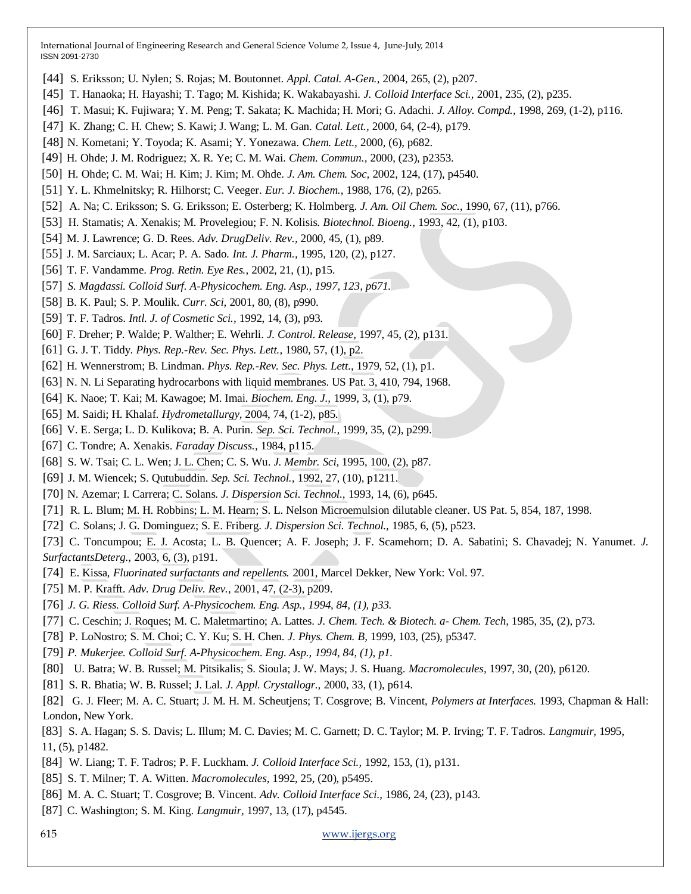[44] S. Eriksson; U. Nylen; S. Rojas; M. Boutonnet. *Appl. Catal. A-Gen.*, 2004, 265, (2), p207.

[45] T. Hanaoka; H. Hayashi; T. Tago; M. Kishida; K. Wakabayashi. *J. Colloid Interface Sci.*, 2001, 235, (2), p235.

[46] T. Masui; K. Fujiwara; Y. M. Peng; T. Sakata; K. Machida; H. Mori; G. Adachi. *J. Alloy. Compd.*, 1998, 269, (1-2), p116.

[47] K. Zhang; C. H. Chew; S. Kawi; J. Wang; L. M. Gan. *Catal. Lett.*, 2000, 64, (2-4), p179.

[48] N. Kometani; Y. Toyoda; K. Asami; Y. Yonezawa. *Chem. Lett.*, 2000, (6), p682.

[49] H. Ohde; J. M. Rodriguez; X. R. Ye; C. M. Wai. *Chem. Commun.*, 2000, (23), p2353.

[50] H. Ohde; C. M. Wai; H. Kim; J. Kim; M. Ohde. *J. Am. Chem. Soc,* 2002, 124, (17), p4540.

[51] Y. L. Khmelnitsky; R. Hilhorst; C. Veeger. *Eur. J. Biochem.*, 1988, 176, (2), p265.

[52] A. Na; C. Eriksson; S. G. Eriksson; E. Osterberg; K. Holmberg. *J. Am. Oil Chem. Soc.*, 1990, 67, (11), p766.

[53] H. Stamatis; A. Xenakis; M. Provelegiou; F. N. Kolisis. *Biotechnol. Bioeng.*, 1993, 42, (1), p103.

[54] M. J. Lawrence; G. D. Rees. *Adv. DrugDeliv. Rev.*, 2000, 45, (1), p89.

[55] J. M. Sarciaux; L. Acar; P. A. Sado. *Int. J. Pharm.*, 1995, 120, (2), p127.

[56] T. F. Vandamme. *Prog. Retin. Eye Res.*, 2002, 21, (1), p15.

[57] *S. Magdassi. Colloid Surf. A-Physicochem. Eng. Asp., 1997, 123, p671.*

[58] B. K. Paul; S. P. Moulik. *Curr. Sci,* 2001, 80, (8), p990.

[59] T. F. Tadros. *Intl. J. of Cosmetic Sci.*, 1992, 14, (3), p93.

[60] F. Dreher; P. Walde; P. Walther; E. Wehrli. *J. Control. Release*, 1997, 45, (2), p131.

[61] G. J. T. Tiddy. *Phys. Rep.-Rev. Sec. Phys. Lett.*, 1980, 57, (1), p2.

[62] H. Wennerstrom; B. Lindman. *Phys. Rep.-Rev. Sec. Phys. Lett.*, 1979, 52, (1), p1.

[63] N. N. Li Separating hydrocarbons with liquid membranes. US Pat. 3, 410, 794, 1968.

[64] K. Naoe; T. Kai; M. Kawagoe; M. Imai. *Biochem. Eng. J.*, 1999, 3, (1), p79.

[65] M. Saidi; H. Khalaf. *Hydrometallurgy,* 2004, 74, (1-2), p85.

[66] V. E. Serga; L. D. Kulikova; B. A. Purin. *Sep. Sci. Technol.*, 1999, 35, (2), p299.

[67] C. Tondre; A. Xenakis. *Faraday Discuss.*, 1984, p115.

[68] S. W. Tsai; C. L. Wen; J. L. Chen; C. S. Wu. *J. Membr. Sci,* 1995, 100, (2), p87.

[69] J. M. Wiencek; S. Qutubuddin. *Sep. Sci. Technol.*, 1992, 27, (10), p1211.

[70] N. Azemar; I. Carrera; C. Solans. *J. Dispersion Sci. Technol.*, 1993, 14, (6), p645.

[71] R. L. Blum; M. H. Robbins; L. M. Hearn; S. L. Nelson Microemulsion dilutable cleaner. US Pat. 5, 854, 187, 1998.

[72] C. Solans; J. G. Dominguez; S. E. Friberg. *J. Dispersion Sci. Technol.*, 1985, 6, (5), p523.

[73] C. Toncumpou; E. J. Acosta; L. B. Quencer; A. F. Joseph; J. F. Scamehorn; D. A. Sabatini; S. Chavadej; N. Yanumet. *J. SurfactantsDeterg.*, 2003, 6, (3), p191.

[74] E. Kissa, *Fluorinated surfactants and repellents.* 2001, Marcel Dekker, New York: Vol. 97.

[75] M. P. Krafft. *Adv. Drug Deliv. Rev.*, 2001, 47, (2-3), p209.

[76] *J. G. Riess. Colloid Surf. A-Physicochem. Eng. Asp., 1994, 84, (1), p33.*

[77] C. Ceschin; J. Roques; M. C. Maletmartino; A. Lattes. *J. Chem. Tech. & Biotech. a- Chem. Tech,* 1985, 35, (2), p73.

[78] P. LoNostro; S. M. Choi; C. Y. Ku; S. H. Chen. *J. Phys. Chem. B,* 1999, 103, (25), p5347.

[79] *P. Mukerjee. Colloid Surf. A-Physicochem. Eng. Asp., 1994, 84, (1), p1.*

[80] U. Batra; W. B. Russel; M. Pitsikalis; S. Sioula; J. W. Mays; J. S. Huang. *Macromolecules,* 1997, 30, (20), p6120.

[81] S. R. Bhatia; W. B. Russel; J. Lal. *J. Appl. Crystallogr.*, 2000, 33, (1), p614.

[82] G. J. Fleer; M. A. C. Stuart; J. M. H. M. Scheutjens; T. Cosgrove; B. Vincent, *Polymers at Interfaces.* 1993, Chapman & Hall: London, New York.

[83] S. A. Hagan; S. S. Davis; L. Illum; M. C. Davies; M. C. Garnett; D. C. Taylor; M. P. Irving; T. F. Tadros. *Langmuir,* 1995, 11, (5), p1482.

[84] W. Liang; T. F. Tadros; P. F. Luckham. *J. Colloid Interface Sci.*, 1992, 153, (1), p131.

[85] S. T. Milner; T. A. Witten. *Macromolecules,* 1992, 25, (20), p5495.

[86] M. A. C. Stuart; T. Cosgrove; B. Vincent. *Adv. Colloid Interface Sci.*, 1986, 24, (23), p143.

[87] C. Washington; S. M. King. *Langmuir,* 1997, 13, (17), p4545.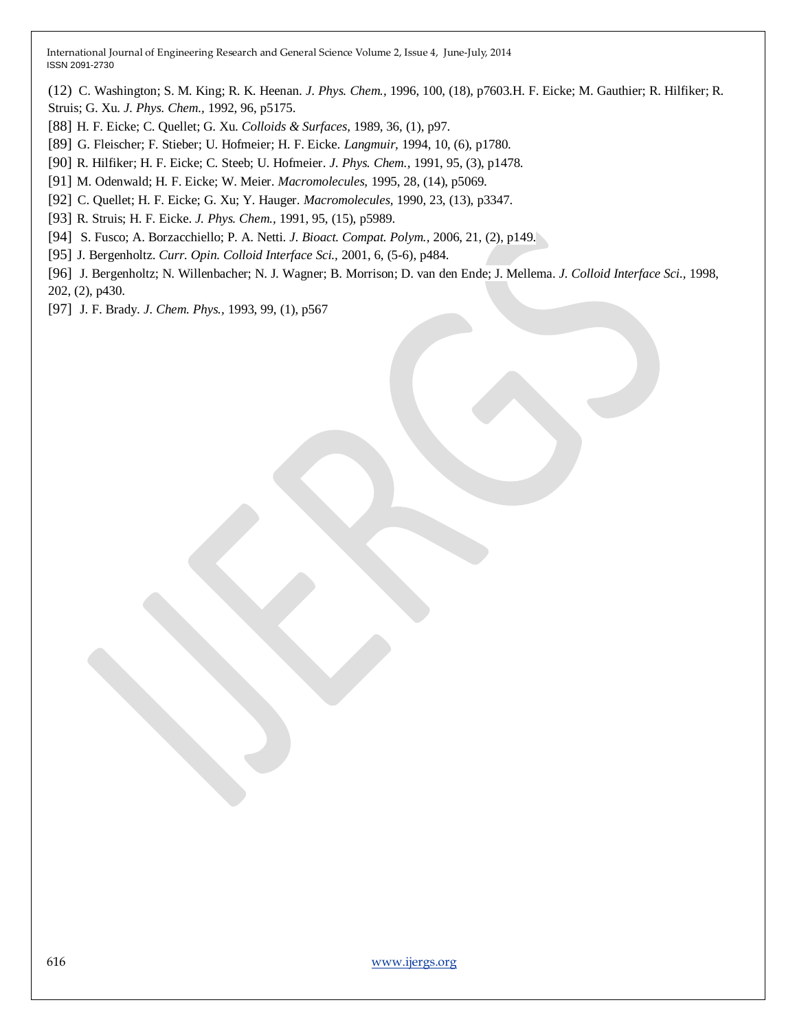(12) C. Washington; S. M. King; R. K. Heenan. *J. Phys. Chem.,* 1996, 100, (18), p7603.H. F. Eicke; M. Gauthier; R. Hilfiker; R. Struis; G. Xu. *J. Phys. Chem.,* 1992, 96, p5175.

[88] H. F. Eicke; C. Quellet; G. Xu. *Colloids & Surfaces,* 1989, 36, (1), p97.

[89] G. Fleischer; F. Stieber; U. Hofmeier; H. F. Eicke. *Langmuir,* 1994, 10, (6), p1780.

[90] R. Hilfiker; H. F. Eicke; C. Steeb; U. Hofmeier. *J. Phys. Chem.,* 1991, 95, (3), p1478.

[91] M. Odenwald; H. F. Eicke; W. Meier. *Macromolecules,* 1995, 28, (14), p5069.

[92] C. Quellet; H. F. Eicke; G. Xu; Y. Hauger. *Macromolecules,* 1990, 23, (13), p3347.

[93] R. Struis; H. F. Eicke. *J. Phys. Chem.,* 1991, 95, (15), p5989.

[94] S. Fusco; A. Borzacchiello; P. A. Netti. *J. Bioact. Compat. Polym.,* 2006, 21, (2), p149.

[95] J. Bergenholtz. *Curr. Opin. Colloid Interface Sci.,* 2001, 6, (5-6), p484.

[96] J. Bergenholtz; N. Willenbacher; N. J. Wagner; B. Morrison; D. van den Ende; J. Mellema. *J. Colloid Interface Sci.,* 1998, 202, (2), p430.

[97] J. F. Brady. *J. Chem. Phys.,* 1993, 99, (1), p567